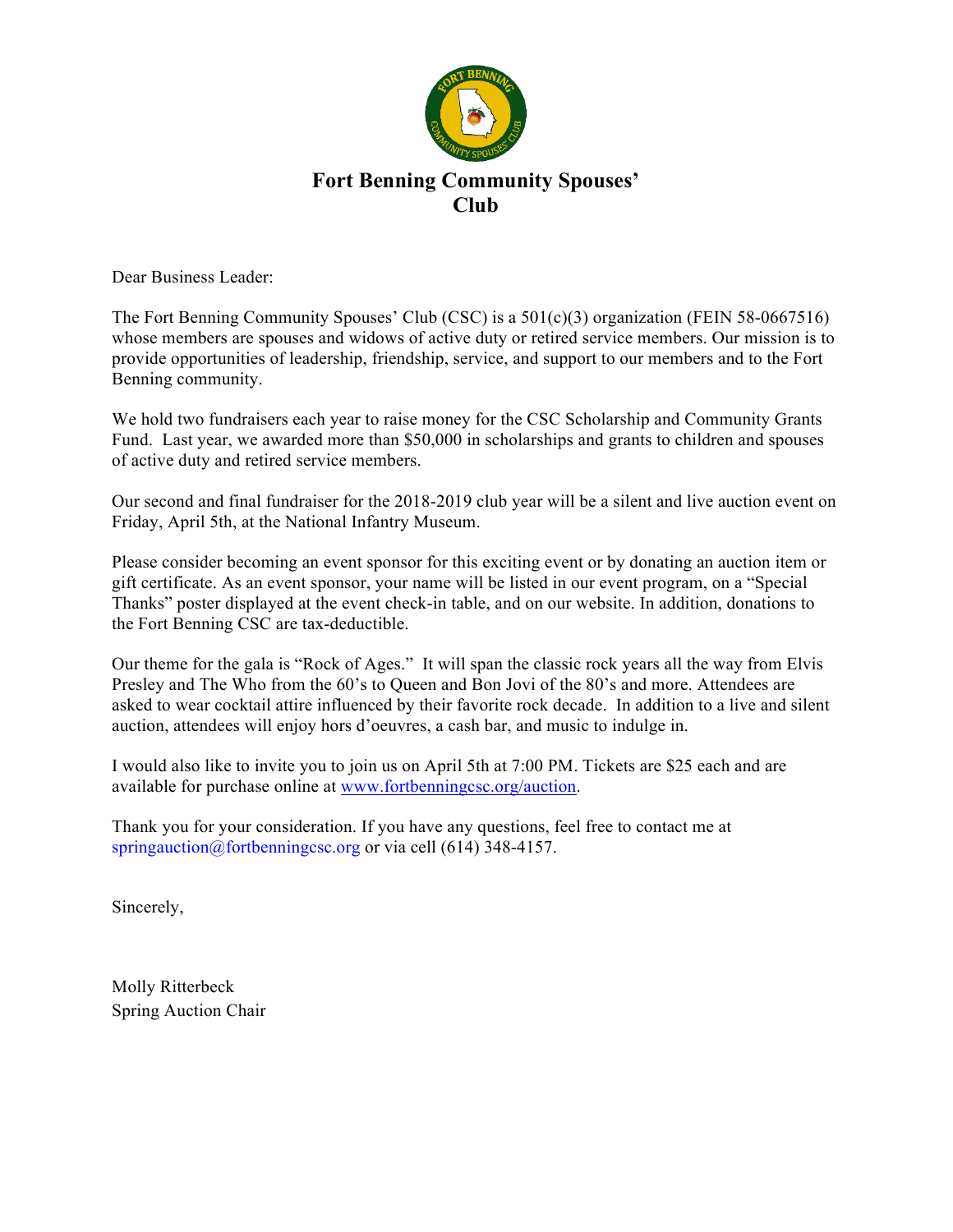# Fort Benning Community Spouses' Club

Dear Business Leader:

The Fort Benning Community Spouses' Club (CSC) is a 501(c)(3) organization (FEIN 58-0667516) whose members are spouses and widows of active duty or retired service members. Our mission is to provide opportunities of leadership, friendship, service, and support to our members and to the Fort Benning community.

We hold two fundraisers each year to raise money for the CSC Scholarship and Community Grants Fund. Last year, we awarded more than $50,000 in scholarships and grants to children and spouses of active duty and retired service members.

Our second and final fundraiser for the 2018-2019 club year will be a silent and live auction event on Friday, April 5th, at the National Infantry Museum.

Please consider becoming an event sponsor for this exciting event or by donating an auction item or gift certificate. As an event sponsor, your name will be listed in our event program, on a "Special Thanks" poster displayed at the event check-in table, and on our website. In addition, donations to the Fort Benning CSC are tax-deductible.

Our theme for the gala is "Rock of Ages." It will span the classic rock years all the way from Elvis Presley and The Who from the 60's to Queen and Bon Jovi of the 80's and more. Attendees are asked to wear cocktail attire influenced by their favorite rock decade. In addition to a live and silent auction, attendees will enjoy hors d'oeuvres, a cash bar, and music to indulge in.

I would also like to invite you to join us on April 5th at 7:00 PM. Tickets are $25 each and are available for purchase online at www.fortbenningcsc.org/auction.

Thank you for your consideration. If you have any questions, feel free to contact me at springauction@fortbenningcsc.org or via cell (614) 348-4157.

Sincerely,

Molly Ritterbeck
Spring Auction Chair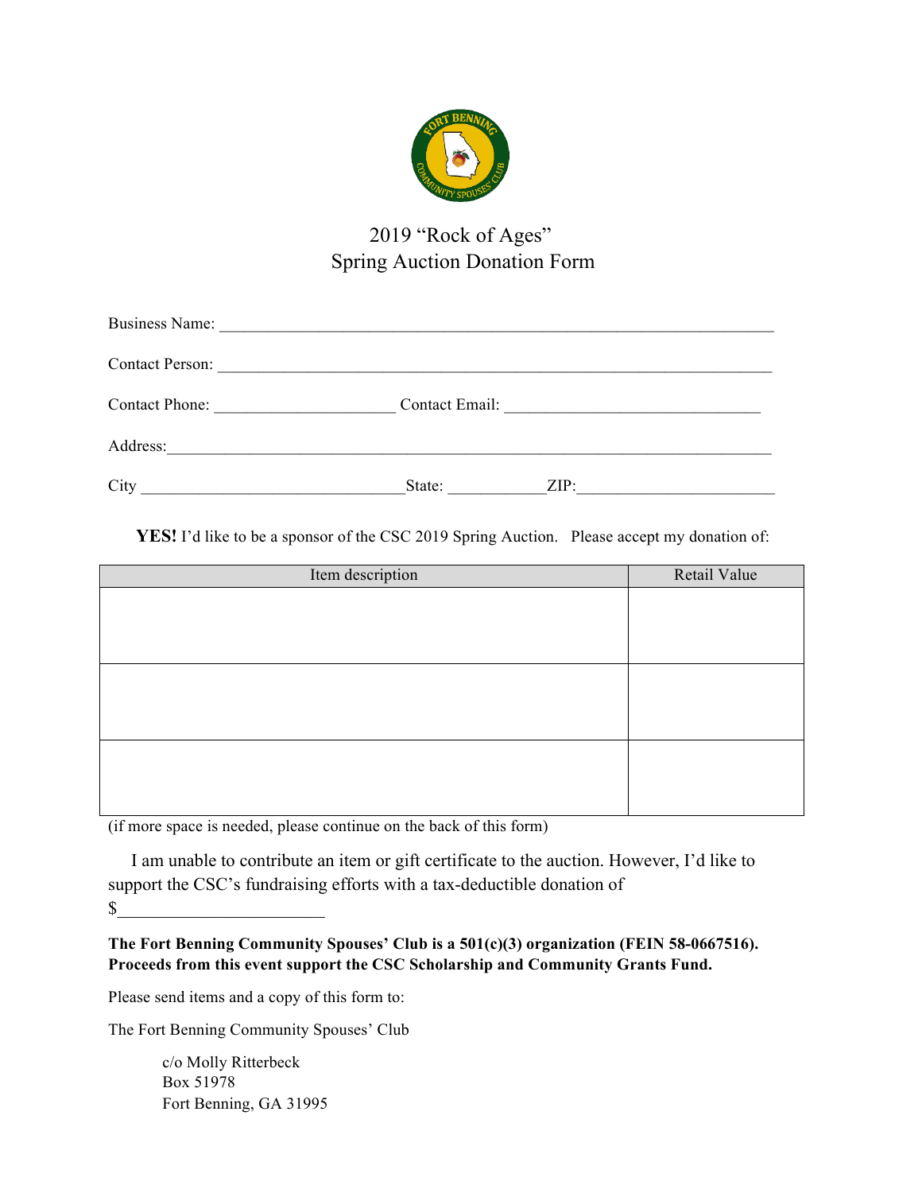# 2019 "Rock of Ages"
# Spring Auction Donation Form

Business Name: ___________________________________________________________________

Contact Person: ___________________________________________________________________

Contact Phone: _____________________ Contact Email: ______________________________

Address:_________________________________________________________________________

City _______________________________State: ___________ZIP:_______________________

**YES!** I'd like to be a sponsor of the CSC 2019 Spring Auction. Please accept my donation of:

| Item description | Retail Value |
| --- | --- |
| | |
| | |
| | |

(if more space is needed, please continue on the back of this form)

I am unable to contribute an item or gift certificate to the auction. However, I'd like to support the CSC's fundraising efforts with a tax-deductible donation of $_______________________

**The Fort Benning Community Spouses' Club is a 501(c)(3) organization (FEIN 58-0667516). Proceeds from this event support the CSC Scholarship and Community Grants Fund.**

Please send items and a copy of this form to:

The Fort Benning Community Spouses' Club

c/o Molly Ritterbeck
Box 51978
Fort Benning, GA 31995